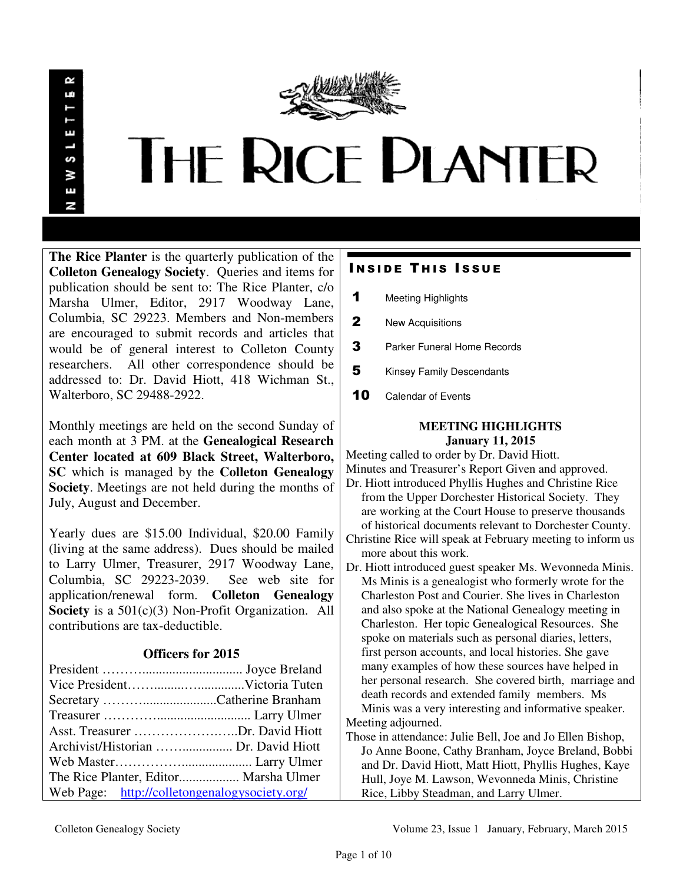# THE RICE PLANTER

NEWSLETTER

**The Rice Planter** is the quarterly publication of the **Colleton Genealogy Society**. Queries and items for publication should be sent to: The Rice Planter, c/o Marsha Ulmer, Editor, 2917 Woodway Lane, Columbia, SC 29223. Members and Non-members are encouraged to submit records and articles that would be of general interest to Colleton County researchers. All other correspondence should be addressed to: Dr. David Hiott, 418 Wichman St., Walterboro, SC 29488-2922.

Monthly meetings are held on the second Sunday of each month at 3 PM. at the **Genealogical Research Center located at 609 Black Street, Walterboro, SC** which is managed by the **Colleton Genealogy Society**. Meetings are not held during the months of July, August and December.

Yearly dues are $15.00 Individual, $20.00 Family (living at the same address). Dues should be mailed to Larry Ulmer, Treasurer, 2917 Woodway Lane, Columbia, SC 29223-2039. See web site for application/renewal form. **Colleton Genealogy Society** is a 501(c)(3) Non-Profit Organization. All contributions are tax-deductible.

### Officers for 2015

President ……….............................. Joyce Breland
Vice President……..........…..............Victoria Tuten
Secretary ……….......................Catherine Branham
Treasurer ………….......................... Larry Ulmer
Asst. Treasurer ……………………..Dr. David Hiott
Archivist/Historian …….............. Dr. David Hiott
Web Master……………….................... Larry Ulmer
The Rice Planter, Editor.................. Marsha Ulmer
Web Page: http://colletongenalogysociety.org/

## INSIDE THIS ISSUE

| | |
|---|---|
| 1 | Meeting Highlights |
| 2 | New Acquisitions |
| 3 | Parker Funeral Home Records |
| 5 | Kinsey Family Descendants |
| 10 | Calendar of Events |

## MEETING HIGHLIGHTS
### January 11, 2015

Meeting called to order by Dr. David Hiott.

Minutes and Treasurer's Report Given and approved.

Dr. Hiott introduced Phyllis Hughes and Christine Rice from the Upper Dorchester Historical Society. They are working at the Court House to preserve thousands of historical documents relevant to Dorchester County.

Christine Rice will speak at February meeting to inform us more about this work.

Dr. Hiott introduced guest speaker Ms. Wevonneda Minis. Ms Minis is a genealogist who formerly wrote for the Charleston Post and Courier. She lives in Charleston and also spoke at the National Genealogy meeting in Charleston. Her topic Genealogical Resources. She spoke on materials such as personal diaries, letters, first person accounts, and local histories. She gave many examples of how these sources have helped in her personal research. She covered birth, marriage and death records and extended family members. Ms Minis was a very interesting and informative speaker.

Meeting adjourned.

Those in attendance: Julie Bell, Joe and Jo Ellen Bishop, Jo Anne Boone, Cathy Branham, Joyce Breland, Bobbi and Dr. David Hiott, Matt Hiott, Phyllis Hughes, Kaye Hull, Joye M. Lawson, Wevonneda Minis, Christine Rice, Libby Steadman, and Larry Ulmer.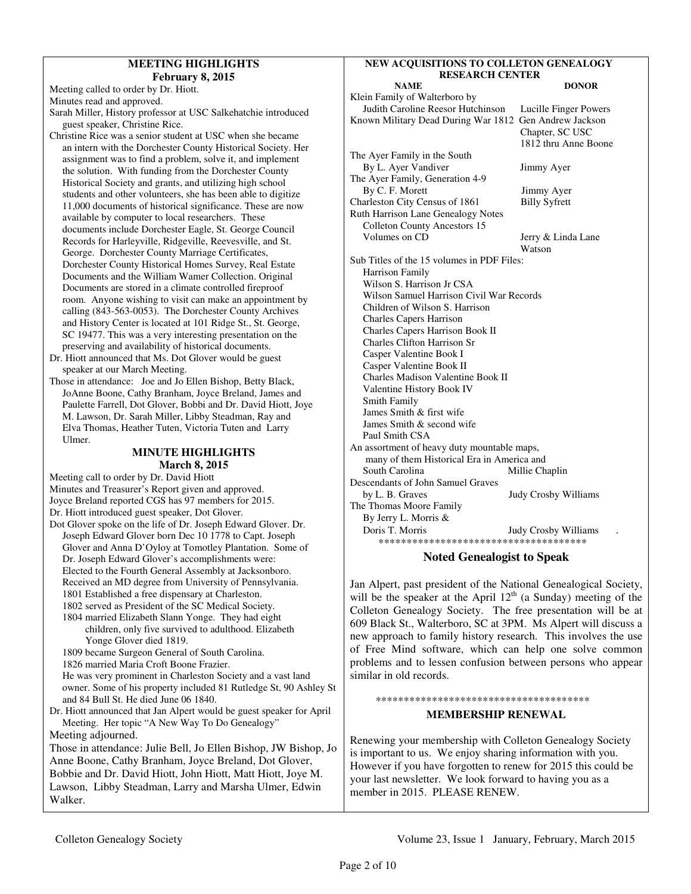## MEETING HIGHLIGHTS
### February 8, 2015

Meeting called to order by Dr. Hiott.

Minutes read and approved.

Sarah Miller, History professor at USC Salkehatchie introduced guest speaker, Christine Rice.

Christine Rice was a senior student at USC when she became an intern with the Dorchester County Historical Society. Her assignment was to find a problem, solve it, and implement the solution. With funding from the Dorchester County Historical Society and grants, and utilizing high school students and other volunteers, she has been able to digitize 11,000 documents of historical significance. These are now available by computer to local researchers. These documents include Dorchester Eagle, St. George Council Records for Harleyville, Ridgeville, Reevesville, and St. George. Dorchester County Marriage Certificates, Dorchester County Historical Homes Survey, Real Estate Documents and the William Wamer Collection. Original Documents are stored in a climate controlled fireproof room. Anyone wishing to visit can make an appointment by calling (843-563-0053). The Dorchester County Archives and History Center is located at 101 Ridge St., St. George, SC 19477. This was a very interesting presentation on the preserving and availability of historical documents.

Dr. Hiott announced that Ms. Dot Glover would be guest speaker at our March Meeting.

Those in attendance: Joe and Jo Ellen Bishop, Betty Black, JoAnne Boone, Cathy Branham, Joyce Breland, James and Paulette Farrell, Dot Glover, Bobbi and Dr. David Hiott, Joye M. Lawson, Dr. Sarah Miller, Libby Steadman, Ray and Elva Thomas, Heather Tuten, Victoria Tuten and Larry Ulmer.

## MINUTE HIGHLIGHTS
### March 8, 2015

Meeting call to order by Dr. David Hiott

Minutes and Treasurer's Report given and approved.

Joyce Breland reported CGS has 97 members for 2015.

Dr. Hiott introduced guest speaker, Dot Glover.

Dot Glover spoke on the life of Dr. Joseph Edward Glover. Dr. Joseph Edward Glover born Dec 10 1778 to Capt. Joseph Glover and Anna D'Oyloy at Tomotley Plantation. Some of Dr. Joseph Edward Glover's accomplishments were:

Elected to the Fourth General Assembly at Jacksonboro.
Received an MD degree from University of Pennsylvania.
1801 Established a free dispensary at Charleston.
1802 served as President of the SC Medical Society.
1804 married Elizabeth Slann Yonge. They had eight children, only five survived to adulthood. Elizabeth Yonge Glover died 1819.
1809 became Surgeon General of South Carolina.
1826 married Maria Croft Boone Frazier.
He was very prominent in Charleston Society and a vast land owner. Some of his property included 81 Rutledge St, 90 Ashley St and 84 Bull St. He died June 06 1840.

Dr. Hiott announced that Jan Alpert would be guest speaker for April Meeting. Her topic "A New Way To Do Genealogy"

Meeting adjourned.

Those in attendance: Julie Bell, Jo Ellen Bishop, JW Bishop, Jo Anne Boone, Cathy Branham, Joyce Breland, Dot Glover, Bobbie and Dr. David Hiott, John Hiott, Matt Hiott, Joye M. Lawson, Libby Steadman, Larry and Marsha Ulmer, Edwin Walker.

## NEW ACQUISITIONS TO COLLETON GENEALOGY RESEARCH CENTER

| NAME | DONOR |
|---|---|
| Klein Family of Walterboro by Judith Caroline Reesor Hutchinson | Lucille Finger Powers |
| Known Military Dead During War 1812 | Gen Andrew Jackson Chapter, SC USC 1812 thru Anne Boone |
| The Ayer Family in the South By L. Ayer Vandiver | Jimmy Ayer |
| The Ayer Family, Generation 4-9 By C. F. Morett | Jimmy Ayer |
| Charleston City Census of 1861 | Billy Syfrett |
| Ruth Harrison Lane Genealogy Notes Colleton County Ancestors 15 Volumes on CD | Jerry & Linda Lane Watson |

Sub Titles of the 15 volumes in PDF Files:
- Harrison Family
- Wilson S. Harrison Jr CSA
- Wilson Samuel Harrison Civil War Records
- Children of Wilson S. Harrison
- Charles Capers Harrison
- Charles Capers Harrison Book II
- Charles Clifton Harrison Sr
- Casper Valentine Book I
- Casper Valentine Book II
- Charles Madison Valentine Book II
- Valentine History Book IV
- Smith Family
- James Smith & first wife
- James Smith & second wife
- Paul Smith CSA

| NAME | DONOR |
|---|---|
| An assortment of heavy duty mountable maps, many of them Historical Era in America and South Carolina | Millie Chaplin |
| Descendants of John Samuel Graves by L. B. Graves | Judy Crosby Williams |
| The Thomas Moore Family By Jerry L. Morris & Doris T. Morris | Judy Crosby Williams |

*************************************

## Noted Genealogist to Speak

Jan Alpert, past president of the National Genealogical Society, will be the speaker at the April 12th (a Sunday) meeting of the Colleton Genealogy Society. The free presentation will be at 609 Black St., Walterboro, SC at 3PM. Ms Alpert will discuss a new approach to family history research. This involves the use of Free Mind software, which can help one solve common problems and to lessen confusion between persons who appear similar in old records.

**************************************

## MEMBERSHIP RENEWAL

Renewing your membership with Colleton Genealogy Society is important to us. We enjoy sharing information with you. However if you have forgotten to renew for 2015 this could be your last newsletter. We look forward to having you as a member in 2015. PLEASE RENEW.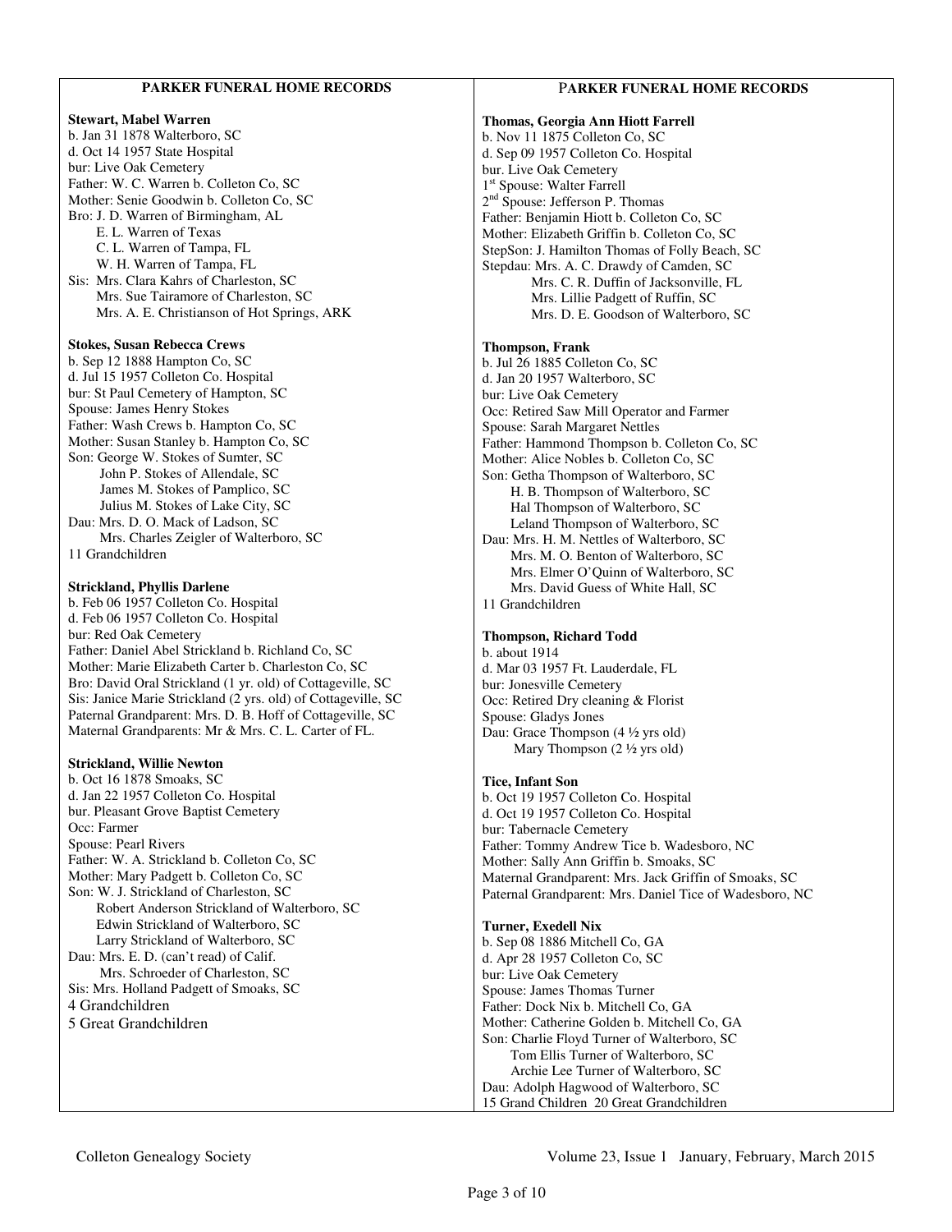## PARKER FUNERAL HOME RECORDS

**Stewart, Mabel Warren**
b. Jan 31 1878 Walterboro, SC
d. Oct 14 1957 State Hospital
bur: Live Oak Cemetery
Father: W. C. Warren b. Colleton Co, SC
Mother: Senie Goodwin b. Colleton Co, SC
Bro: J. D. Warren of Birmingham, AL
E. L. Warren of Texas
C. L. Warren of Tampa, FL
W. H. Warren of Tampa, FL
Sis: Mrs. Clara Kahrs of Charleston, SC
Mrs. Sue Tairamore of Charleston, SC
Mrs. A. E. Christianson of Hot Springs, ARK

**Stokes, Susan Rebecca Crews**
b. Sep 12 1888 Hampton Co, SC
d. Jul 15 1957 Colleton Co. Hospital
bur: St Paul Cemetery of Hampton, SC
Spouse: James Henry Stokes
Father: Wash Crews b. Hampton Co, SC
Mother: Susan Stanley b. Hampton Co, SC
Son: George W. Stokes of Sumter, SC
John P. Stokes of Allendale, SC
James M. Stokes of Pamplico, SC
Julius M. Stokes of Lake City, SC
Dau: Mrs. D. O. Mack of Ladson, SC
Mrs. Charles Zeigler of Walterboro, SC
11 Grandchildren

**Strickland, Phyllis Darlene**
b. Feb 06 1957 Colleton Co. Hospital
d. Feb 06 1957 Colleton Co. Hospital
bur: Red Oak Cemetery
Father: Daniel Abel Strickland b. Richland Co, SC
Mother: Marie Elizabeth Carter b. Charleston Co, SC
Bro: David Oral Strickland (1 yr. old) of Cottageville, SC
Sis: Janice Marie Strickland (2 yrs. old) of Cottageville, SC
Paternal Grandparent: Mrs. D. B. Hoff of Cottageville, SC
Maternal Grandparents: Mr & Mrs. C. L. Carter of FL.

**Strickland, Willie Newton**
b. Oct 16 1878 Smoaks, SC
d. Jan 22 1957 Colleton Co. Hospital
bur. Pleasant Grove Baptist Cemetery
Occ: Farmer
Spouse: Pearl Rivers
Father: W. A. Strickland b. Colleton Co, SC
Mother: Mary Padgett b. Colleton Co, SC
Son: W. J. Strickland of Charleston, SC
Robert Anderson Strickland of Walterboro, SC
Edwin Strickland of Walterboro, SC
Larry Strickland of Walterboro, SC
Dau: Mrs. E. D. (can't read) of Calif.
Mrs. Schroeder of Charleston, SC
Sis: Mrs. Holland Padgett of Smoaks, SC
4 Grandchildren
5 Great Grandchildren

## PARKER FUNERAL HOME RECORDS

**Thomas, Georgia Ann Hiott Farrell**
b. Nov 11 1875 Colleton Co, SC
d. Sep 09 1957 Colleton Co. Hospital
bur. Live Oak Cemetery
1st Spouse: Walter Farrell
2nd Spouse: Jefferson P. Thomas
Father: Benjamin Hiott b. Colleton Co, SC
Mother: Elizabeth Griffin b. Colleton Co, SC
StepSon: J. Hamilton Thomas of Folly Beach, SC
Stepdau: Mrs. A. C. Drawdy of Camden, SC
Mrs. C. R. Duffin of Jacksonville, FL
Mrs. Lillie Padgett of Ruffin, SC
Mrs. D. E. Goodson of Walterboro, SC

**Thompson, Frank**
b. Jul 26 1885 Colleton Co, SC
d. Jan 20 1957 Walterboro, SC
bur: Live Oak Cemetery
Occ: Retired Saw Mill Operator and Farmer
Spouse: Sarah Margaret Nettles
Father: Hammond Thompson b. Colleton Co, SC
Mother: Alice Nobles b. Colleton Co, SC
Son: Getha Thompson of Walterboro, SC
H. B. Thompson of Walterboro, SC
Hal Thompson of Walterboro, SC
Leland Thompson of Walterboro, SC
Dau: Mrs. H. M. Nettles of Walterboro, SC
Mrs. M. O. Benton of Walterboro, SC
Mrs. Elmer O'Quinn of Walterboro, SC
Mrs. David Guess of White Hall, SC
11 Grandchildren

**Thompson, Richard Todd**
b. about 1914
d. Mar 03 1957 Ft. Lauderdale, FL
bur: Jonesville Cemetery
Occ: Retired Dry cleaning & Florist
Spouse: Gladys Jones
Dau: Grace Thompson (4 ½ yrs old)
Mary Thompson (2 ½ yrs old)

**Tice, Infant Son**
b. Oct 19 1957 Colleton Co. Hospital
d. Oct 19 1957 Colleton Co. Hospital
bur: Tabernacle Cemetery
Father: Tommy Andrew Tice b. Wadesboro, NC
Mother: Sally Ann Griffin b. Smoaks, SC
Maternal Grandparent: Mrs. Jack Griffin of Smoaks, SC
Paternal Grandparent: Mrs. Daniel Tice of Wadesboro, NC

**Turner, Exedell Nix**
b. Sep 08 1886 Mitchell Co, GA
d. Apr 28 1957 Colleton Co, SC
bur: Live Oak Cemetery
Spouse: James Thomas Turner
Father: Dock Nix b. Mitchell Co, GA
Mother: Catherine Golden b. Mitchell Co, GA
Son: Charlie Floyd Turner of Walterboro, SC
Tom Ellis Turner of Walterboro, SC
Archie Lee Turner of Walterboro, SC
Dau: Adolph Hagwood of Walterboro, SC
15 Grand Children 20 Great Grandchildren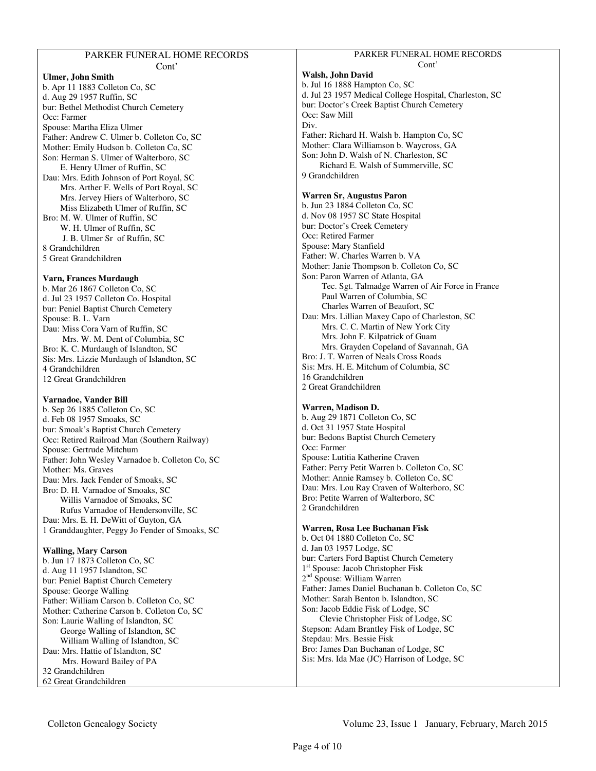PARKER FUNERAL HOME RECORDS
Cont'

**Ulmer, John Smith**
b. Apr 11 1883 Colleton Co, SC
d. Aug 29 1957 Ruffin, SC
bur: Bethel Methodist Church Cemetery
Occ: Farmer
Spouse: Martha Eliza Ulmer
Father: Andrew C. Ulmer b. Colleton Co, SC
Mother: Emily Hudson b. Colleton Co, SC
Son: Herman S. Ulmer of Walterboro, SC
E. Henry Ulmer of Ruffin, SC
Dau: Mrs. Edith Johnson of Port Royal, SC
Mrs. Arthur F. Wells of Port Royal, SC
Mrs. Jervey Hiers of Walterboro, SC
Miss Elizabeth Ulmer of Ruffin, SC
Bro: M. W. Ulmer of Ruffin, SC
W. H. Ulmer of Ruffin, SC
J. B. Ulmer Sr of Ruffin, SC
8 Grandchildren
5 Great Grandchildren

**Varn, Frances Murdaugh**
b. Mar 26 1867 Colleton Co, SC
d. Jul 23 1957 Colleton Co. Hospital
bur: Peniel Baptist Church Cemetery
Spouse: B. L. Varn
Dau: Miss Cora Varn of Ruffin, SC
Mrs. W. M. Dent of Columbia, SC
Bro: K. C. Murdaugh of Islandton, SC
Sis: Mrs. Lizzie Murdaugh of Islandton, SC
4 Grandchildren
12 Great Grandchildren

**Varnadoe, Vander Bill**
b. Sep 26 1885 Colleton Co, SC
d. Feb 08 1957 Smoaks, SC
bur: Smoak's Baptist Church Cemetery
Occ: Retired Railroad Man (Southern Railway)
Spouse: Gertrude Mitchum
Father: John Wesley Varnadoe b. Colleton Co, SC
Mother: Ms. Graves
Dau: Mrs. Jack Fender of Smoaks, SC
Bro: D. H. Varnadoe of Smoaks, SC
Willis Varnadoe of Smoaks, SC
Rufus Varnadoe of Hendersonville, SC
Dau: Mrs. E. H. DeWitt of Guyton, GA
1 Granddaughter, Peggy Jo Fender of Smoaks, SC

**Walling, Mary Carson**
b. Jun 17 1873 Colleton Co, SC
d. Aug 11 1957 Islandton, SC
bur: Peniel Baptist Church Cemetery
Spouse: George Walling
Father: William Carson b. Colleton Co, SC
Mother: Catherine Carson b. Colleton Co, SC
Son: Laurie Walling of Islandton, SC
George Walling of Islandton, SC
William Walling of Islandton, SC
Dau: Mrs. Hattie of Islandton, SC
Mrs. Howard Bailey of PA
32 Grandchildren
62 Great Grandchildren

PARKER FUNERAL HOME RECORDS
Cont'

**Walsh, John David**
b. Jul 16 1888 Hampton Co, SC
d. Jul 23 1957 Medical College Hospital, Charleston, SC
bur: Doctor's Creek Baptist Church Cemetery
Occ: Saw Mill
Div.
Father: Richard H. Walsh b. Hampton Co, SC
Mother: Clara Williamson b. Waycross, GA
Son: John D. Walsh of N. Charleston, SC
Richard E. Walsh of Summerville, SC
9 Grandchildren

**Warren Sr, Augustus Paron**
b. Jun 23 1884 Colleton Co, SC
d. Nov 08 1957 SC State Hospital
bur: Doctor's Creek Cemetery
Occ: Retired Farmer
Spouse: Mary Stanfield
Father: W. Charles Warren b. VA
Mother: Janie Thompson b. Colleton Co, SC
Son: Paron Warren of Atlanta, GA
Tec. Sgt. Talmadge Warren of Air Force in France
Paul Warren of Columbia, SC
Charles Warren of Beaufort, SC
Dau: Mrs. Lillian Maxey Capo of Charleston, SC
Mrs. C. C. Martin of New York City
Mrs. John F. Kilpatrick of Guam
Mrs. Grayden Copeland of Savannah, GA
Bro: J. T. Warren of Neals Cross Roads
Sis: Mrs. H. E. Mitchum of Columbia, SC
16 Grandchildren
2 Great Grandchildren

**Warren, Madison D.**
b. Aug 29 1871 Colleton Co, SC
d. Oct 31 1957 State Hospital
bur: Bedons Baptist Church Cemetery
Occ: Farmer
Spouse: Lutitia Katherine Craven
Father: Perry Petit Warren b. Colleton Co, SC
Mother: Annie Ramsey b. Colleton Co, SC
Dau: Mrs. Lou Ray Craven of Walterboro, SC
Bro: Petite Warren of Walterboro, SC
2 Grandchildren

**Warren, Rosa Lee Buchanan Fisk**
b. Oct 04 1880 Colleton Co, SC
d. Jan 03 1957 Lodge, SC
bur: Carters Ford Baptist Church Cemetery
1st Spouse: Jacob Christopher Fisk
2nd Spouse: William Warren
Father: James Daniel Buchanan b. Colleton Co, SC
Mother: Sarah Benton b. Islandton, SC
Son: Jacob Eddie Fisk of Lodge, SC
Clevie Christopher Fisk of Lodge, SC
Stepson: Adam Brantley Fisk of Lodge, SC
Stepdau: Mrs. Bessie Fisk
Bro: James Dan Buchanan of Lodge, SC
Sis: Mrs. Ida Mae (JC) Harrison of Lodge, SC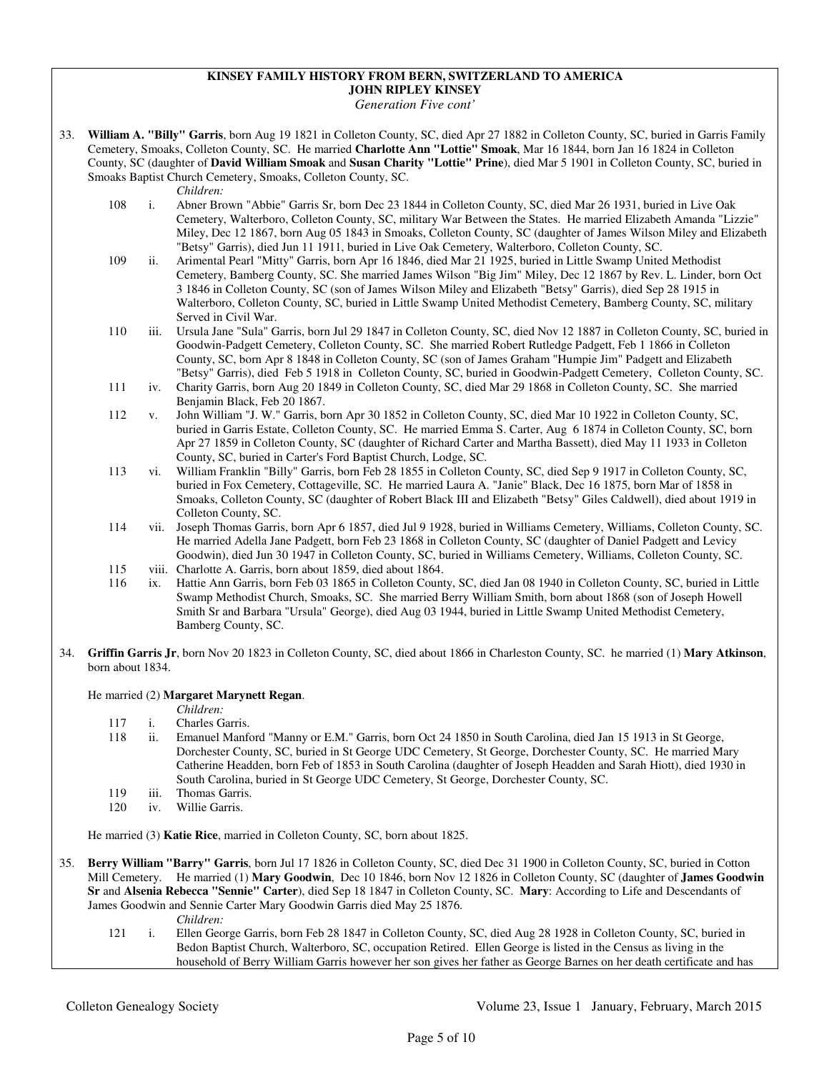**KINSEY FAMILY HISTORY FROM BERN, SWITZERLAND TO AMERICA**
**JOHN RIPLEY KINSEY**
*Generation Five cont'*

33. **William A. "Billy" Garris**, born Aug 19 1821 in Colleton County, SC, died Apr 27 1882 in Colleton County, SC, buried in Garris Family Cemetery, Smoaks, Colleton County, SC. He married **Charlotte Ann "Lottie" Smoak**, Mar 16 1844, born Jan 16 1824 in Colleton County, SC (daughter of **David William Smoak** and **Susan Charity "Lottie" Prine**), died Mar 5 1901 in Colleton County, SC, buried in Smoaks Baptist Church Cemetery, Smoaks, Colleton County, SC.

    *Children:*

    - 108 i. Abner Brown "Abbie" Garris Sr, born Dec 23 1844 in Colleton County, SC, died Mar 26 1931, buried in Live Oak Cemetery, Walterboro, Colleton County, SC, military War Between the States. He married Elizabeth Amanda "Lizzie" Miley, Dec 12 1867, born Aug 05 1843 in Smoaks, Colleton County, SC (daughter of James Wilson Miley and Elizabeth "Betsy" Garris), died Jun 11 1911, buried in Live Oak Cemetery, Walterboro, Colleton County, SC.
    - 109 ii. Arimental Pearl "Mitty" Garris, born Apr 16 1846, died Mar 21 1925, buried in Little Swamp United Methodist Cemetery, Bamberg County, SC. She married James Wilson "Big Jim" Miley, Dec 12 1867 by Rev. L. Linder, born Oct 3 1846 in Colleton County, SC (son of James Wilson Miley and Elizabeth "Betsy" Garris), died Sep 28 1915 in Walterboro, Colleton County, SC, buried in Little Swamp United Methodist Cemetery, Bamberg County, SC, military Served in Civil War.
    - 110 iii. Ursula Jane "Sula" Garris, born Jul 29 1847 in Colleton County, SC, died Nov 12 1887 in Colleton County, SC, buried in Goodwin-Padgett Cemetery, Colleton County, SC. She married Robert Rutledge Padgett, Feb 1 1866 in Colleton County, SC, born Apr 8 1848 in Colleton County, SC (son of James Graham "Humpie Jim" Padgett and Elizabeth "Betsy" Garris), died Feb 5 1918 in Colleton County, SC, buried in Goodwin-Padgett Cemetery, Colleton County, SC.
    - 111 iv. Charity Garris, born Aug 20 1849 in Colleton County, SC, died Mar 29 1868 in Colleton County, SC. She married Benjamin Black, Feb 20 1867.
    - 112 v. John William "J. W." Garris, born Apr 30 1852 in Colleton County, SC, died Mar 10 1922 in Colleton County, SC, buried in Garris Estate, Colleton County, SC. He married Emma S. Carter, Aug 6 1874 in Colleton County, SC, born Apr 27 1859 in Colleton County, SC (daughter of Richard Carter and Martha Bassett), died May 11 1933 in Colleton County, SC, buried in Carter's Ford Baptist Church, Lodge, SC.
    - 113 vi. William Franklin "Billy" Garris, born Feb 28 1855 in Colleton County, SC, died Sep 9 1917 in Colleton County, SC, buried in Fox Cemetery, Cottageville, SC. He married Laura A. "Janie" Black, Dec 16 1875, born Mar of 1858 in Smoaks, Colleton County, SC (daughter of Robert Black III and Elizabeth "Betsy" Giles Caldwell), died about 1919 in Colleton County, SC.
    - 114 vii. Joseph Thomas Garris, born Apr 6 1857, died Jul 9 1928, buried in Williams Cemetery, Williams, Colleton County, SC. He married Adella Jane Padgett, born Feb 23 1868 in Colleton County, SC (daughter of Daniel Padgett and Levicy Goodwin), died Jun 30 1947 in Colleton County, SC, buried in Williams Cemetery, Williams, Colleton County, SC.
    - 115 viii. Charlotte A. Garris, born about 1859, died about 1864.
    - 116 ix. Hattie Ann Garris, born Feb 03 1865 in Colleton County, SC, died Jan 08 1940 in Colleton County, SC, buried in Little Swamp Methodist Church, Smoaks, SC. She married Berry William Smith, born about 1868 (son of Joseph Howell Smith Sr and Barbara "Ursula" George), died Aug 03 1944, buried in Little Swamp United Methodist Cemetery, Bamberg County, SC.

34. **Griffin Garris Jr**, born Nov 20 1823 in Colleton County, SC, died about 1866 in Charleston County, SC. he married (1) **Mary Atkinson**, born about 1834.

    He married (2) **Margaret Marynett Regan**.

    *Children:*

    - 117 i. Charles Garris.
    - 118 ii. Emanuel Manford "Manny or E.M." Garris, born Oct 24 1850 in South Carolina, died Jan 15 1913 in St George, Dorchester County, SC, buried in St George UDC Cemetery, St George, Dorchester County, SC. He married Mary Catherine Headden, born Feb of 1853 in South Carolina (daughter of Joseph Headden and Sarah Hiott), died 1930 in South Carolina, buried in St George UDC Cemetery, St George, Dorchester County, SC.
    - 119 iii. Thomas Garris.
    - 120 iv. Willie Garris.

    He married (3) **Katie Rice**, married in Colleton County, SC, born about 1825.

35. **Berry William "Barry" Garris**, born Jul 17 1826 in Colleton County, SC, died Dec 31 1900 in Colleton County, SC, buried in Cotton Mill Cemetery. He married (1) **Mary Goodwin**, Dec 10 1846, born Nov 12 1826 in Colleton County, SC (daughter of **James Goodwin Sr** and **Alsenia Rebecca "Sennie" Carter**), died Sep 18 1847 in Colleton County, SC. **Mary**: According to Life and Descendants of James Goodwin and Sennie Carter Mary Goodwin Garris died May 25 1876.

    *Children:*

    - 121 i. Ellen George Garris, born Feb 28 1847 in Colleton County, SC, died Aug 28 1928 in Colleton County, SC, buried in Bedon Baptist Church, Walterboro, SC, occupation Retired. Ellen George is listed in the Census as living in the household of Berry William Garris however her son gives her father as George Barnes on her death certificate and has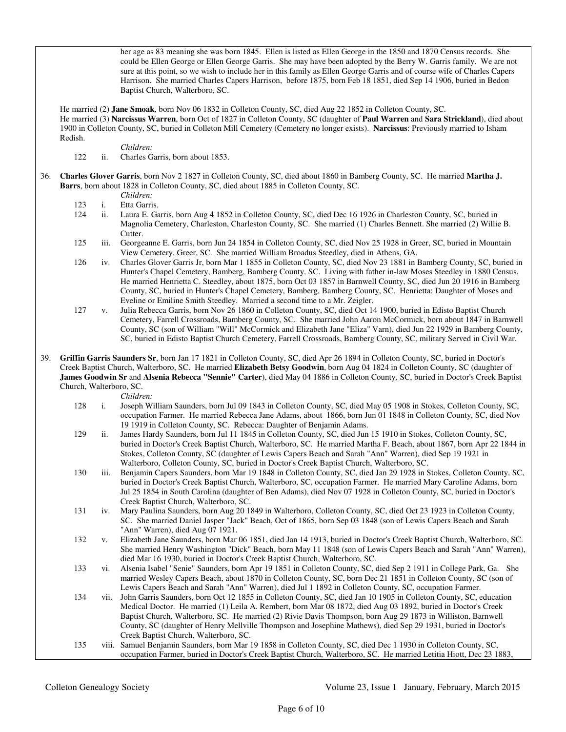her age as 83 meaning she was born 1845. Ellen is listed as Ellen George in the 1850 and 1870 Census records. She could be Ellen George or Ellen George Garris. She may have been adopted by the Berry W. Garris family. We are not sure at this point, so we wish to include her in this family as Ellen George Garris and of course wife of Charles Capers Harrison. She married Charles Capers Harrison, before 1875, born Feb 18 1851, died Sep 14 1906, buried in Bedon Baptist Church, Walterboro, SC.

He married (2) **Jane Smoak**, born Nov 06 1832 in Colleton County, SC, died Aug 22 1852 in Colleton County, SC.
He married (3) **Narcissus Warren**, born Oct of 1827 in Colleton County, SC (daughter of **Paul Warren** and **Sara Strickland**), died about 1900 in Colleton County, SC, buried in Colleton Mill Cemetery (Cemetery no longer exists). **Narcissus**: Previously married to Isham Redish.

*Children:*

122 ii. Charles Garris, born about 1853.

36. **Charles Glover Garris**, born Nov 2 1827 in Colleton County, SC, died about 1860 in Bamberg County, SC. He married **Martha J. Barrs**, born about 1828 in Colleton County, SC, died about 1885 in Colleton County, SC.

*Children:*

123 i. Etta Garris.

124 ii. Laura E. Garris, born Aug 4 1852 in Colleton County, SC, died Dec 16 1926 in Charleston County, SC, buried in Magnolia Cemetery, Charleston, Charleston County, SC. She married (1) Charles Bennett. She married (2) Willie B. Cutter.

125 iii. Georgeanne E. Garris, born Jun 24 1854 in Colleton County, SC, died Nov 25 1928 in Greer, SC, buried in Mountain View Cemetery, Greer, SC. She married William Broadus Steedley, died in Athens, GA.

126 iv. Charles Glover Garris Jr, born Mar 1 1855 in Colleton County, SC, died Nov 23 1881 in Bamberg County, SC, buried in Hunter's Chapel Cemetery, Bamberg, Bamberg County, SC. Living with father in-law Moses Steedley in 1880 Census. He married Henrietta C. Steedley, about 1875, born Oct 03 1857 in Barnwell County, SC, died Jun 20 1916 in Bamberg County, SC, buried in Hunter's Chapel Cemetery, Bamberg, Bamberg County, SC. Henrietta: Daughter of Moses and Eveline or Emiline Smith Steedley. Married a second time to a Mr. Zeigler.

127 v. Julia Rebecca Garris, born Nov 26 1860 in Colleton County, SC, died Oct 14 1900, buried in Edisto Baptist Church Cemetery, Farrell Crossroads, Bamberg County, SC. She married John Aaron McCormick, born about 1847 in Barnwell County, SC (son of William "Will" McCormick and Elizabeth Jane "Eliza" Varn), died Jun 22 1929 in Bamberg County, SC, buried in Edisto Baptist Church Cemetery, Farrell Crossroads, Bamberg County, SC, military Served in Civil War.

39. **Griffin Garris Saunders Sr**, born Jan 17 1821 in Colleton County, SC, died Apr 26 1894 in Colleton County, SC, buried in Doctor's Creek Baptist Church, Walterboro, SC. He married **Elizabeth Betsy Goodwin**, born Aug 04 1824 in Colleton County, SC (daughter of **James Goodwin Sr** and **Alsenia Rebecca "Sennie" Carter**), died May 04 1886 in Colleton County, SC, buried in Doctor's Creek Baptist Church, Walterboro, SC.

*Children:*

128 i. Joseph William Saunders, born Jul 09 1843 in Colleton County, SC, died May 05 1908 in Stokes, Colleton County, SC, occupation Farmer. He married Rebecca Jane Adams, about 1866, born Jun 01 1848 in Colleton County, SC, died Nov 19 1919 in Colleton County, SC. Rebecca: Daughter of Benjamin Adams.

129 ii. James Hardy Saunders, born Jul 11 1845 in Colleton County, SC, died Jun 15 1910 in Stokes, Colleton County, SC, buried in Doctor's Creek Baptist Church, Walterboro, SC. He married Martha F. Beach, about 1867, born Apr 22 1844 in Stokes, Colleton County, SC (daughter of Lewis Capers Beach and Sarah "Ann" Warren), died Sep 19 1921 in Walterboro, Colleton County, SC, buried in Doctor's Creek Baptist Church, Walterboro, SC.

130 iii. Benjamin Capers Saunders, born Mar 19 1848 in Colleton County, SC, died Jan 29 1928 in Stokes, Colleton County, SC, buried in Doctor's Creek Baptist Church, Walterboro, SC, occupation Farmer. He married Mary Caroline Adams, born Jul 25 1854 in South Carolina (daughter of Ben Adams), died Nov 07 1928 in Colleton County, SC, buried in Doctor's Creek Baptist Church, Walterboro, SC.

131 iv. Mary Paulina Saunders, born Aug 20 1849 in Walterboro, Colleton County, SC, died Oct 23 1923 in Colleton County, SC. She married Daniel Jasper "Jack" Beach, Oct of 1865, born Sep 03 1848 (son of Lewis Capers Beach and Sarah "Ann" Warren), died Aug 07 1921.

132 v. Elizabeth Jane Saunders, born Mar 06 1851, died Jan 14 1913, buried in Doctor's Creek Baptist Church, Walterboro, SC. She married Henry Washington "Dick" Beach, born May 11 1848 (son of Lewis Capers Beach and Sarah "Ann" Warren), died Mar 16 1930, buried in Doctor's Creek Baptist Church, Walterboro, SC.

133 vi. Alsenia Isabel "Senie" Saunders, born Apr 19 1851 in Colleton County, SC, died Sep 2 1911 in College Park, Ga. She married Wesley Capers Beach, about 1870 in Colleton County, SC, born Dec 21 1851 in Colleton County, SC (son of Lewis Capers Beach and Sarah "Ann" Warren), died Jul 1 1892 in Colleton County, SC, occupation Farmer.

134 vii. John Garris Saunders, born Oct 12 1855 in Colleton County, SC, died Jan 10 1905 in Colleton County, SC, education Medical Doctor. He married (1) Leila A. Rembert, born Mar 08 1872, died Aug 03 1892, buried in Doctor's Creek Baptist Church, Walterboro, SC. He married (2) Rivie Davis Thompson, born Aug 29 1873 in Williston, Barnwell County, SC (daughter of Henry Mellville Thompson and Josephine Mathews), died Sep 29 1931, buried in Doctor's Creek Baptist Church, Walterboro, SC.

135 viii. Samuel Benjamin Saunders, born Mar 19 1858 in Colleton County, SC, died Dec 1 1930 in Colleton County, SC, occupation Farmer, buried in Doctor's Creek Baptist Church, Walterboro, SC. He married Letitia Hiott, Dec 23 1883,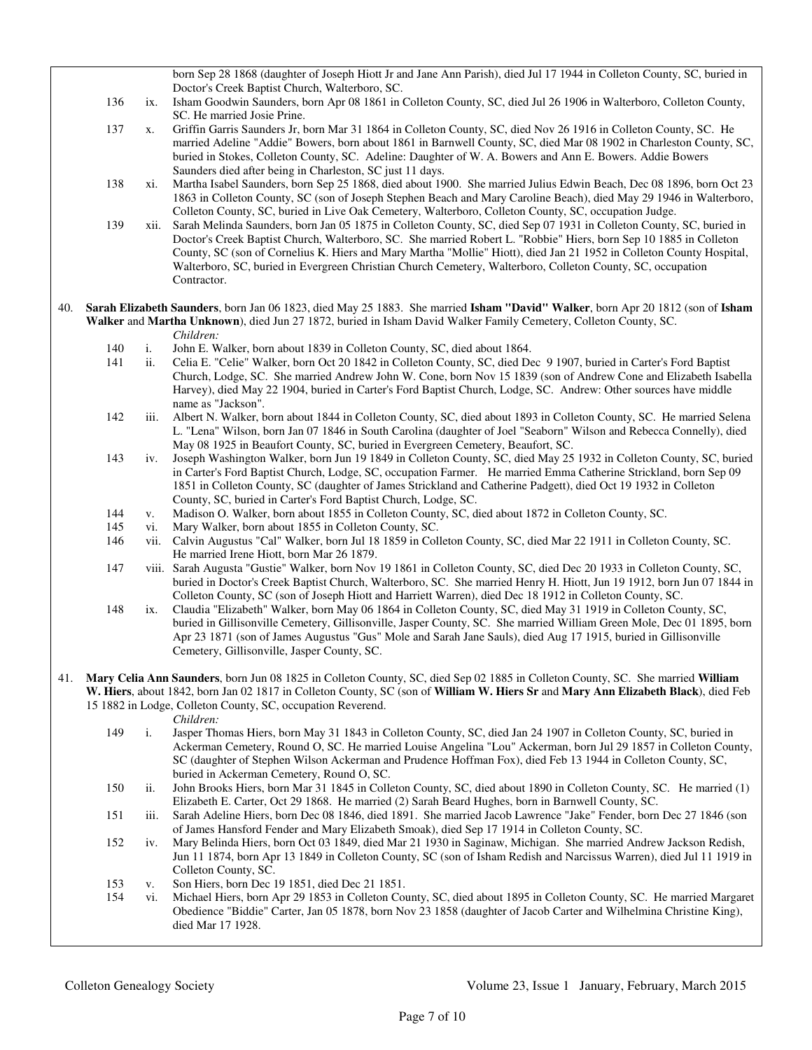born Sep 28 1868 (daughter of Joseph Hiott Jr and Jane Ann Parish), died Jul 17 1944 in Colleton County, SC, buried in Doctor's Creek Baptist Church, Walterboro, SC.

136 ix. Isham Goodwin Saunders, born Apr 08 1861 in Colleton County, SC, died Jul 26 1906 in Walterboro, Colleton County, SC. He married Josie Prine.

137 x. Griffin Garris Saunders Jr, born Mar 31 1864 in Colleton County, SC, died Nov 26 1916 in Colleton County, SC. He married Adeline "Addie" Bowers, born about 1861 in Barnwell County, SC, died Mar 08 1902 in Charleston County, SC, buried in Stokes, Colleton County, SC. Adeline: Daughter of W. A. Bowers and Ann E. Bowers. Addie Bowers Saunders died after being in Charleston, SC just 11 days.

138 xi. Martha Isabel Saunders, born Sep 25 1868, died about 1900. She married Julius Edwin Beach, Dec 08 1896, born Oct 23 1863 in Colleton County, SC (son of Joseph Stephen Beach and Mary Caroline Beach), died May 29 1946 in Walterboro, Colleton County, SC, buried in Live Oak Cemetery, Walterboro, Colleton County, SC, occupation Judge.

139 xii. Sarah Melinda Saunders, born Jan 05 1875 in Colleton County, SC, died Sep 07 1931 in Colleton County, SC, buried in Doctor's Creek Baptist Church, Walterboro, SC. She married Robert L. "Robbie" Hiers, born Sep 10 1885 in Colleton County, SC (son of Cornelius K. Hiers and Mary Martha "Mollie" Hiott), died Jan 21 1952 in Colleton County Hospital, Walterboro, SC, buried in Evergreen Christian Church Cemetery, Walterboro, Colleton County, SC, occupation Contractor.

40. **Sarah Elizabeth Saunders**, born Jan 06 1823, died May 25 1883. She married **Isham "David" Walker**, born Apr 20 1812 (son of **Isham Walker** and **Martha Unknown**), died Jun 27 1872, buried in Isham David Walker Family Cemetery, Colleton County, SC.

*Children:*

140 i. John E. Walker, born about 1839 in Colleton County, SC, died about 1864.

141 ii. Celia E. "Celie" Walker, born Oct 20 1842 in Colleton County, SC, died Dec 9 1907, buried in Carter's Ford Baptist Church, Lodge, SC. She married Andrew John W. Cone, born Nov 15 1839 (son of Andrew Cone and Elizabeth Isabella Harvey), died May 22 1904, buried in Carter's Ford Baptist Church, Lodge, SC. Andrew: Other sources have middle name as "Jackson".

142 iii. Albert N. Walker, born about 1844 in Colleton County, SC, died about 1893 in Colleton County, SC. He married Selena L. "Lena" Wilson, born Jan 07 1846 in South Carolina (daughter of Joel "Seaborn" Wilson and Rebecca Connelly), died May 08 1925 in Beaufort County, SC, buried in Evergreen Cemetery, Beaufort, SC.

143 iv. Joseph Washington Walker, born Jun 19 1849 in Colleton County, SC, died May 25 1932 in Colleton County, SC, buried in Carter's Ford Baptist Church, Lodge, SC, occupation Farmer. He married Emma Catherine Strickland, born Sep 09 1851 in Colleton County, SC (daughter of James Strickland and Catherine Padgett), died Oct 19 1932 in Colleton County, SC, buried in Carter's Ford Baptist Church, Lodge, SC.

144 v. Madison O. Walker, born about 1855 in Colleton County, SC, died about 1872 in Colleton County, SC.

145 vi. Mary Walker, born about 1855 in Colleton County, SC.

146 vii. Calvin Augustus "Cal" Walker, born Jul 18 1859 in Colleton County, SC, died Mar 22 1911 in Colleton County, SC. He married Irene Hiott, born Mar 26 1879.

147 viii. Sarah Augusta "Gustie" Walker, born Nov 19 1861 in Colleton County, SC, died Dec 20 1933 in Colleton County, SC, buried in Doctor's Creek Baptist Church, Walterboro, SC. She married Henry H. Hiott, Jun 19 1912, born Jun 07 1844 in Colleton County, SC (son of Joseph Hiott and Harriett Warren), died Dec 18 1912 in Colleton County, SC.

148 ix. Claudia "Elizabeth" Walker, born May 06 1864 in Colleton County, SC, died May 31 1919 in Colleton County, SC, buried in Gillisonville Cemetery, Gillisonville, Jasper County, SC. She married William Green Mole, Dec 01 1895, born Apr 23 1871 (son of James Augustus "Gus" Mole and Sarah Jane Sauls), died Aug 17 1915, buried in Gillisonville Cemetery, Gillisonville, Jasper County, SC.

41. **Mary Celia Ann Saunders**, born Jun 08 1825 in Colleton County, SC, died Sep 02 1885 in Colleton County, SC. She married **William W. Hiers**, about 1842, born Jan 02 1817 in Colleton County, SC (son of **William W. Hiers Sr** and **Mary Ann Elizabeth Black**), died Feb 15 1882 in Lodge, Colleton County, SC, occupation Reverend.

*Children:*

149 i. Jasper Thomas Hiers, born May 31 1843 in Colleton County, SC, died Jan 24 1907 in Colleton County, SC, buried in Ackerman Cemetery, Round O, SC. He married Louise Angelina "Lou" Ackerman, born Jul 29 1857 in Colleton County, SC (daughter of Stephen Wilson Ackerman and Prudence Hoffman Fox), died Feb 13 1944 in Colleton County, SC, buried in Ackerman Cemetery, Round O, SC.

150 ii. John Brooks Hiers, born Mar 31 1845 in Colleton County, SC, died about 1890 in Colleton County, SC. He married (1) Elizabeth E. Carter, Oct 29 1868. He married (2) Sarah Beard Hughes, born in Barnwell County, SC.

151 iii. Sarah Adeline Hiers, born Dec 08 1846, died 1891. She married Jacob Lawrence "Jake" Fender, born Dec 27 1846 (son of James Hansford Fender and Mary Elizabeth Smoak), died Sep 17 1914 in Colleton County, SC.

152 iv. Mary Belinda Hiers, born Oct 03 1849, died Mar 21 1930 in Saginaw, Michigan. She married Andrew Jackson Redish, Jun 11 1874, born Apr 13 1849 in Colleton County, SC (son of Isham Redish and Narcissus Warren), died Jul 11 1919 in Colleton County, SC.

153 v. Son Hiers, born Dec 19 1851, died Dec 21 1851.

154 vi. Michael Hiers, born Apr 29 1853 in Colleton County, SC, died about 1895 in Colleton County, SC. He married Margaret Obedience "Biddie" Carter, Jan 05 1878, born Nov 23 1858 (daughter of Jacob Carter and Wilhelmina Christine King), died Mar 17 1928.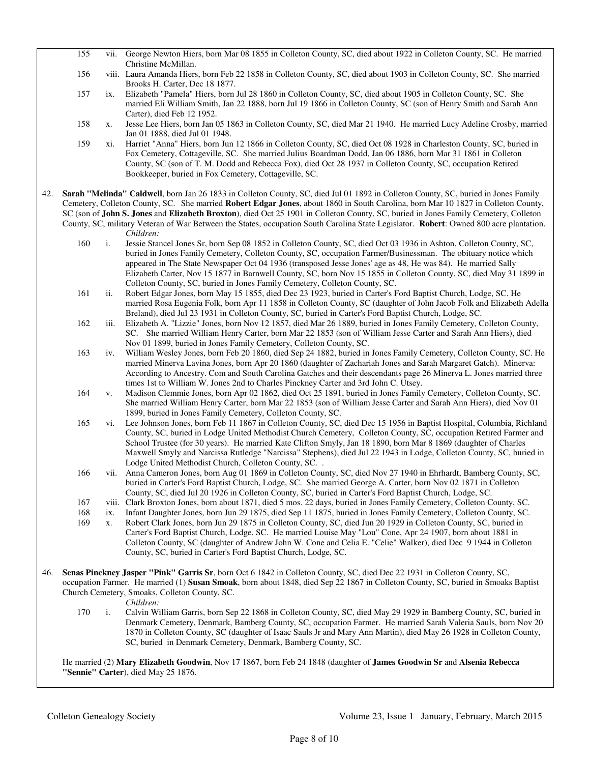155 vii. George Newton Hiers, born Mar 08 1855 in Colleton County, SC, died about 1922 in Colleton County, SC. He married Christine McMillan.

156 viii. Laura Amanda Hiers, born Feb 22 1858 in Colleton County, SC, died about 1903 in Colleton County, SC. She married Brooks H. Carter, Dec 18 1877.

157 ix. Elizabeth "Pamela" Hiers, born Jul 28 1860 in Colleton County, SC, died about 1905 in Colleton County, SC. She married Eli William Smith, Jan 22 1888, born Jul 19 1866 in Colleton County, SC (son of Henry Smith and Sarah Ann Carter), died Feb 12 1952.

158 x. Jesse Lee Hiers, born Jan 05 1863 in Colleton County, SC, died Mar 21 1940. He married Lucy Adeline Crosby, married Jan 01 1888, died Jul 01 1948.

159 xi. Harriet "Anna" Hiers, born Jun 12 1866 in Colleton County, SC, died Oct 08 1928 in Charleston County, SC, buried in Fox Cemetery, Cottageville, SC. She married Julius Boardman Dodd, Jan 06 1886, born Mar 31 1861 in Colleton County, SC (son of T. M. Dodd and Rebecca Fox), died Oct 28 1937 in Colleton County, SC, occupation Retired Bookkeeper, buried in Fox Cemetery, Cottageville, SC.

42. **Sarah "Melinda" Caldwell**, born Jan 26 1833 in Colleton County, SC, died Jul 01 1892 in Colleton County, SC, buried in Jones Family Cemetery, Colleton County, SC. She married **Robert Edgar Jones**, about 1860 in South Carolina, born Mar 10 1827 in Colleton County, SC (son of **John S. Jones** and **Elizabeth Broxton**), died Oct 25 1901 in Colleton County, SC, buried in Jones Family Cemetery, Colleton County, SC, military Veteran of War Between the States, occupation South Carolina State Legislator. **Robert**: Owned 800 acre plantation.

*Children:*

160 i. Jessie Stancel Jones Sr, born Sep 08 1852 in Colleton County, SC, died Oct 03 1936 in Ashton, Colleton County, SC, buried in Jones Family Cemetery, Colleton County, SC, occupation Farmer/Businessman. The obituary notice which appeared in The State Newspaper Oct 04 1936 (transposed Jesse Jones' age as 48, He was 84). He married Sally Elizabeth Carter, Nov 15 1877 in Barnwell County, SC, born Nov 15 1855 in Colleton County, SC, died May 31 1899 in Colleton County, SC, buried in Jones Family Cemetery, Colleton County, SC.

161 ii. Robert Edgar Jones, born May 15 1855, died Dec 23 1923, buried in Carter's Ford Baptist Church, Lodge, SC. He married Rosa Eugenia Folk, born Apr 11 1858 in Colleton County, SC (daughter of John Jacob Folk and Elizabeth Adella Breland), died Jul 23 1931 in Colleton County, SC, buried in Carter's Ford Baptist Church, Lodge, SC.

162 iii. Elizabeth A. "Lizzie" Jones, born Nov 12 1857, died Mar 26 1889, buried in Jones Family Cemetery, Colleton County, SC. She married William Henry Carter, born Mar 22 1853 (son of William Jesse Carter and Sarah Ann Hiers), died Nov 01 1899, buried in Jones Family Cemetery, Colleton County, SC.

163 iv. William Wesley Jones, born Feb 20 1860, died Sep 24 1882, buried in Jones Family Cemetery, Colleton County, SC. He married Minerva Lavina Jones, born Apr 20 1860 (daughter of Zachariah Jones and Sarah Margaret Gatch). Minerva: According to Ancestry. Com and South Carolina Gatches and their descendants page 26 Minerva L. Jones married three times 1st to William W. Jones 2nd to Charles Pinckney Carter and 3rd John C. Utsey.

164 v. Madison Clemmie Jones, born Apr 02 1862, died Oct 25 1891, buried in Jones Family Cemetery, Colleton County, SC. She married William Henry Carter, born Mar 22 1853 (son of William Jesse Carter and Sarah Ann Hiers), died Nov 01 1899, buried in Jones Family Cemetery, Colleton County, SC.

165 vi. Lee Johnson Jones, born Feb 11 1867 in Colleton County, SC, died Dec 15 1956 in Baptist Hospital, Columbia, Richland County, SC, buried in Lodge United Methodist Church Cemetery, Colleton County, SC, occupation Retired Farmer and School Trustee (for 30 years). He married Kate Clifton Smyly, Jan 18 1890, born Mar 8 1869 (daughter of Charles Maxwell Smyly and Narcissa Rutledge "Narcissa" Stephens), died Jul 22 1943 in Lodge, Colleton County, SC, buried in Lodge United Methodist Church, Colleton County, SC. .

166 vii. Anna Cameron Jones, born Aug 01 1869 in Colleton County, SC, died Nov 27 1940 in Ehrhardt, Bamberg County, SC, buried in Carter's Ford Baptist Church, Lodge, SC. She married George A. Carter, born Nov 02 1871 in Colleton County, SC, died Jul 20 1926 in Colleton County, SC, buried in Carter's Ford Baptist Church, Lodge, SC.

167 viii. Clark Broxton Jones, born about 1871, died 5 mos. 22 days, buried in Jones Family Cemetery, Colleton County, SC.

168 ix. Infant Daughter Jones, born Jun 29 1875, died Sep 11 1875, buried in Jones Family Cemetery, Colleton County, SC.

169 x. Robert Clark Jones, born Jun 29 1875 in Colleton County, SC, died Jun 20 1929 in Colleton County, SC, buried in Carter's Ford Baptist Church, Lodge, SC. He married Louise May "Lou" Cone, Apr 24 1907, born about 1881 in Colleton County, SC (daughter of Andrew John W. Cone and Celia E. "Celie" Walker), died Dec 9 1944 in Colleton County, SC, buried in Carter's Ford Baptist Church, Lodge, SC.

46. **Senas Pinckney Jasper "Pink" Garris Sr**, born Oct 6 1842 in Colleton County, SC, died Dec 22 1931 in Colleton County, SC, occupation Farmer. He married (1) **Susan Smoak**, born about 1848, died Sep 22 1867 in Colleton County, SC, buried in Smoaks Baptist Church Cemetery, Smoaks, Colleton County, SC.

*Children:*

170 i. Calvin William Garris, born Sep 22 1868 in Colleton County, SC, died May 29 1929 in Bamberg County, SC, buried in Denmark Cemetery, Denmark, Bamberg County, SC, occupation Farmer. He married Sarah Valeria Sauls, born Nov 20 1870 in Colleton County, SC (daughter of Isaac Sauls Jr and Mary Ann Martin), died May 26 1928 in Colleton County, SC, buried in Denmark Cemetery, Denmark, Bamberg County, SC.

He married (2) **Mary Elizabeth Goodwin**, Nov 17 1867, born Feb 24 1848 (daughter of **James Goodwin Sr** and **Alsenia Rebecca "Sennie" Carter**), died May 25 1876.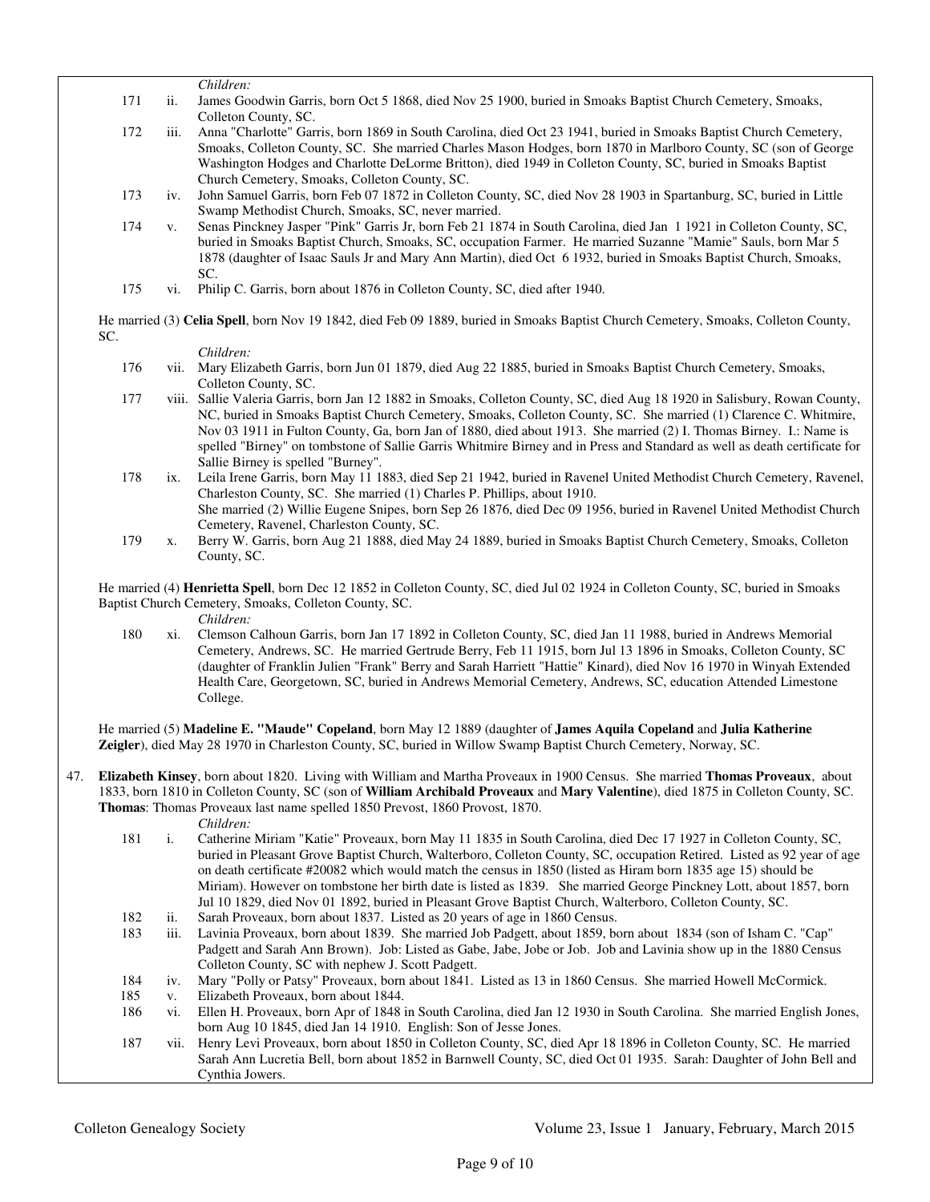*Children:*

171 ii. James Goodwin Garris, born Oct 5 1868, died Nov 25 1900, buried in Smoaks Baptist Church Cemetery, Smoaks, Colleton County, SC.

172 iii. Anna "Charlotte" Garris, born 1869 in South Carolina, died Oct 23 1941, buried in Smoaks Baptist Church Cemetery, Smoaks, Colleton County, SC. She married Charles Mason Hodges, born 1870 in Marlboro County, SC (son of George Washington Hodges and Charlotte DeLorme Britton), died 1949 in Colleton County, SC, buried in Smoaks Baptist Church Cemetery, Smoaks, Colleton County, SC.

173 iv. John Samuel Garris, born Feb 07 1872 in Colleton County, SC, died Nov 28 1903 in Spartanburg, SC, buried in Little Swamp Methodist Church, Smoaks, SC, never married.

174 v. Senas Pinckney Jasper "Pink" Garris Jr, born Feb 21 1874 in South Carolina, died Jan 1 1921 in Colleton County, SC, buried in Smoaks Baptist Church, Smoaks, SC, occupation Farmer. He married Suzanne "Mamie" Sauls, born Mar 5 1878 (daughter of Isaac Sauls Jr and Mary Ann Martin), died Oct 6 1932, buried in Smoaks Baptist Church, Smoaks, SC.

175 vi. Philip C. Garris, born about 1876 in Colleton County, SC, died after 1940.

He married (3) **Celia Spell**, born Nov 19 1842, died Feb 09 1889, buried in Smoaks Baptist Church Cemetery, Smoaks, Colleton County, SC.

*Children:*

176 vii. Mary Elizabeth Garris, born Jun 01 1879, died Aug 22 1885, buried in Smoaks Baptist Church Cemetery, Smoaks, Colleton County, SC.

177 viii. Sallie Valeria Garris, born Jan 12 1882 in Smoaks, Colleton County, SC, died Aug 18 1920 in Salisbury, Rowan County, NC, buried in Smoaks Baptist Church Cemetery, Smoaks, Colleton County, SC. She married (1) Clarence C. Whitmire, Nov 03 1911 in Fulton County, Ga, born Jan of 1880, died about 1913. She married (2) I. Thomas Birney. I.: Name is spelled "Birney" on tombstone of Sallie Garris Whitmire Birney and in Press and Standard as well as death certificate for Sallie Birney is spelled "Burney".

178 ix. Leila Irene Garris, born May 11 1883, died Sep 21 1942, buried in Ravenel United Methodist Church Cemetery, Ravenel, Charleston County, SC. She married (1) Charles P. Phillips, about 1910.
She married (2) Willie Eugene Snipes, born Sep 26 1876, died Dec 09 1956, buried in Ravenel United Methodist Church Cemetery, Ravenel, Charleston County, SC.

179 x. Berry W. Garris, born Aug 21 1888, died May 24 1889, buried in Smoaks Baptist Church Cemetery, Smoaks, Colleton County, SC.

He married (4) **Henrietta Spell**, born Dec 12 1852 in Colleton County, SC, died Jul 02 1924 in Colleton County, SC, buried in Smoaks Baptist Church Cemetery, Smoaks, Colleton County, SC.

*Children:*

180 xi. Clemson Calhoun Garris, born Jan 17 1892 in Colleton County, SC, died Jan 11 1988, buried in Andrews Memorial Cemetery, Andrews, SC. He married Gertrude Berry, Feb 11 1915, born Jul 13 1896 in Smoaks, Colleton County, SC (daughter of Franklin Julien "Frank" Berry and Sarah Harriett "Hattie" Kinard), died Nov 16 1970 in Winyah Extended Health Care, Georgetown, SC, buried in Andrews Memorial Cemetery, Andrews, SC, education Attended Limestone College.

He married (5) **Madeline E. "Maude" Copeland**, born May 12 1889 (daughter of **James Aquila Copeland** and **Julia Katherine Zeigler**), died May 28 1970 in Charleston County, SC, buried in Willow Swamp Baptist Church Cemetery, Norway, SC.

47. **Elizabeth Kinsey**, born about 1820. Living with William and Martha Proveaux in 1900 Census. She married **Thomas Proveaux**, about 1833, born 1810 in Colleton County, SC (son of **William Archibald Proveaux** and **Mary Valentine**), died 1875 in Colleton County, SC. **Thomas**: Thomas Proveaux last name spelled 1850 Prevost, 1860 Provost, 1870.

*Children:*

181 i. Catherine Miriam "Katie" Proveaux, born May 11 1835 in South Carolina, died Dec 17 1927 in Colleton County, SC, buried in Pleasant Grove Baptist Church, Walterboro, Colleton County, SC, occupation Retired. Listed as 92 year of age on death certificate #20082 which would match the census in 1850 (listed as Hiram born 1835 age 15) should be Miriam). However on tombstone her birth date is listed as 1839. She married George Pinckney Lott, about 1857, born Jul 10 1829, died Nov 01 1892, buried in Pleasant Grove Baptist Church, Walterboro, Colleton County, SC.

182 ii. Sarah Proveaux, born about 1837. Listed as 20 years of age in 1860 Census.

183 iii. Lavinia Proveaux, born about 1839. She married Job Padgett, about 1859, born about 1834 (son of Isham C. "Cap" Padgett and Sarah Ann Brown). Job: Listed as Gabe, Jabe, Jobe or Job. Job and Lavinia show up in the 1880 Census Colleton County, SC with nephew J. Scott Padgett.

184 iv. Mary "Polly or Patsy" Proveaux, born about 1841. Listed as 13 in 1860 Census. She married Howell McCormick.

185 v. Elizabeth Proveaux, born about 1844.

186 vi. Ellen H. Proveaux, born Apr of 1848 in South Carolina, died Jan 12 1930 in South Carolina. She married English Jones, born Aug 10 1845, died Jan 14 1910. English: Son of Jesse Jones.

187 vii. Henry Levi Proveaux, born about 1850 in Colleton County, SC, died Apr 18 1896 in Colleton County, SC. He married Sarah Ann Lucretia Bell, born about 1852 in Barnwell County, SC, died Oct 01 1935. Sarah: Daughter of John Bell and Cynthia Jowers.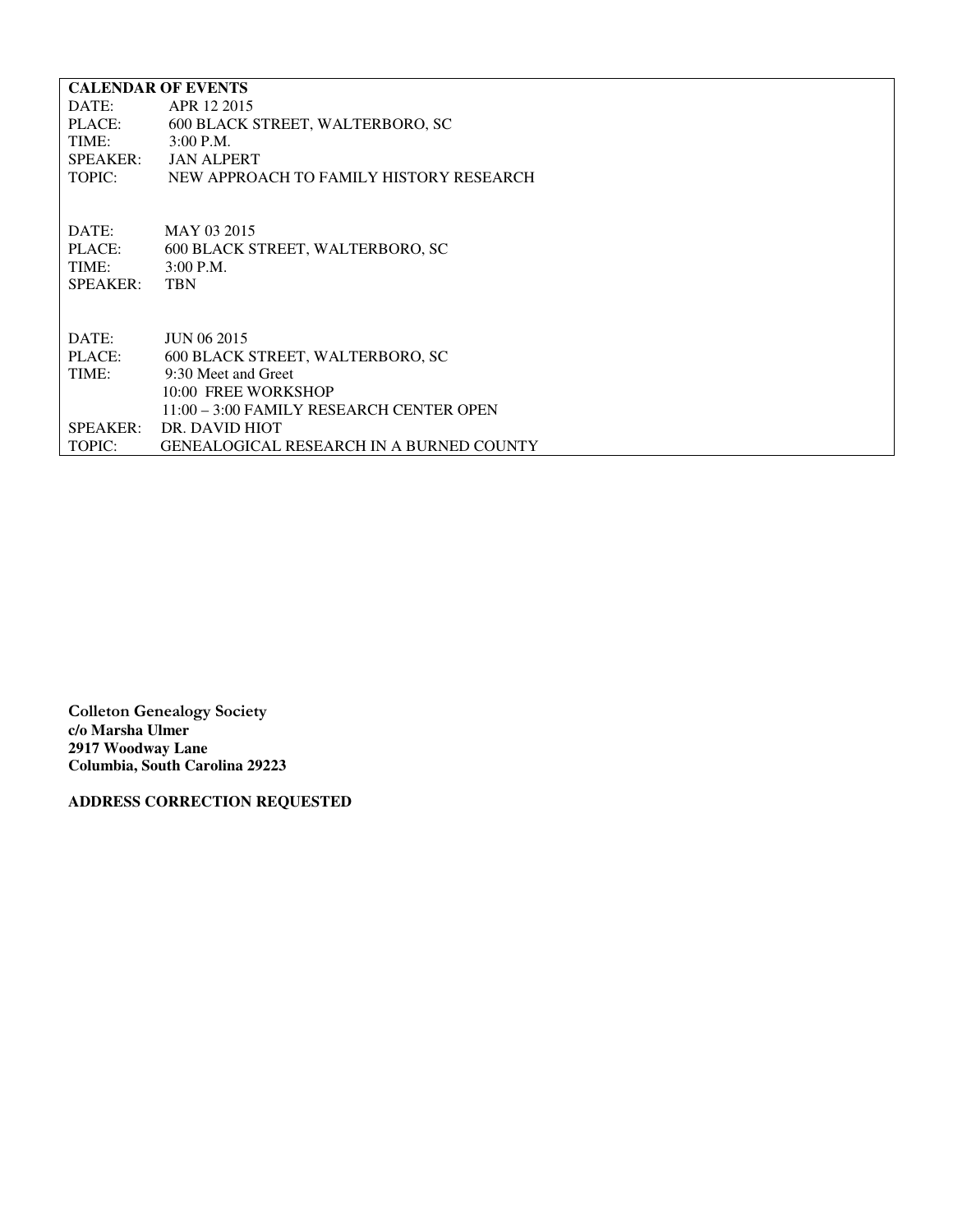**CALENDAR OF EVENTS**

| | |
|---|---|
| DATE: | APR 12 2015 |
| PLACE: | 600 BLACK STREET, WALTERBORO, SC |
| TIME: | 3:00 P.M. |
| SPEAKER: | JAN ALPERT |
| TOPIC: | NEW APPROACH TO FAMILY HISTORY RESEARCH |
| | |
| DATE: | MAY 03 2015 |
| PLACE: | 600 BLACK STREET, WALTERBORO, SC |
| TIME: | 3:00 P.M. |
| SPEAKER: | TBN |
| | |
| DATE: | JUN 06 2015 |
| PLACE: | 600 BLACK STREET, WALTERBORO, SC |
| TIME: | 9:30 Meet and Greet |
| | 10:00 FREE WORKSHOP |
| | 11:00 – 3:00 FAMILY RESEARCH CENTER OPEN |
| SPEAKER: | DR. DAVID HIOT |
| TOPIC: | GENEALOGICAL RESEARCH IN A BURNED COUNTY |

**Colleton Genealogy Society**
**c/o Marsha Ulmer**
**2917 Woodway Lane**
**Columbia, South Carolina 29223**

**ADDRESS CORRECTION REQUESTED**